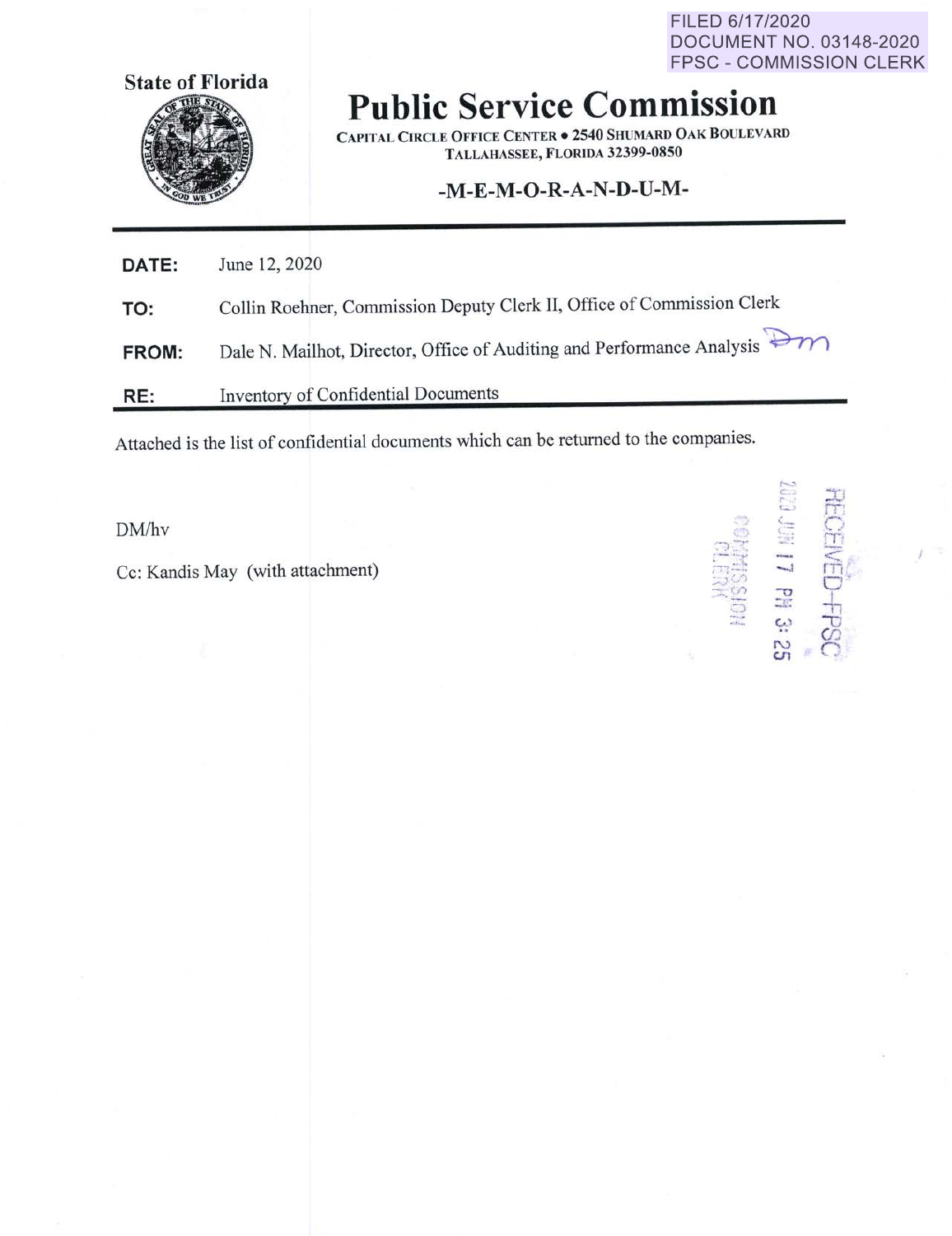FILED 6/17/2020
DOCUMENT NO. 03148-2020
FPSC - COMMISSION CLERK

State of Florida

# Public Service Commission

CAPITAL CIRCLE OFFICE CENTER • 2540 SHUMARD OAK BOULEVARD
TALLAHASSEE, FLORIDA 32399-0850

## -M-E-M-O-R-A-N-D-U-M-

**DATE:** June 12, 2020

**TO:** Collin Roehner, Commission Deputy Clerk II, Office of Commission Clerk

**FROM:** Dale N. Mailhot, Director, Office of Auditing and Performance Analysis

**RE:** Inventory of Confidential Documents

Attached is the list of confidential documents which can be returned to the companies.

DM/hv

Cc: Kandis May (with attachment)

RECEIVED-FPSC
2020 JUN 17 PM 3:25
COMMISSION CLERK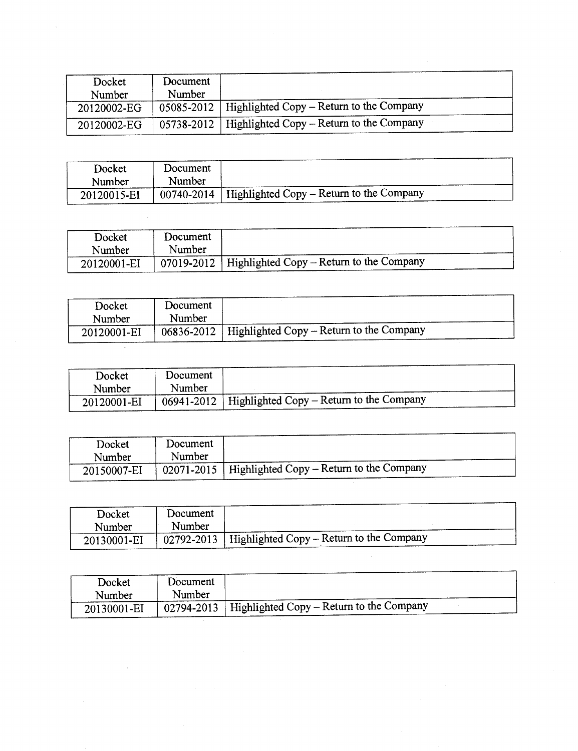| Docket Number | Document Number | |
|---|---|---|
| 20120002-EG | 05085-2012 | Highlighted Copy – Return to the Company |
| 20120002-EG | 05738-2012 | Highlighted Copy – Return to the Company |

| Docket Number | Document Number | |
|---|---|---|
| 20120015-EI | 00740-2014 | Highlighted Copy – Return to the Company |

| Docket Number | Document Number | |
|---|---|---|
| 20120001-EI | 07019-2012 | Highlighted Copy – Return to the Company |

| Docket Number | Document Number | |
|---|---|---|
| 20120001-EI | 06836-2012 | Highlighted Copy – Return to the Company |

| Docket Number | Document Number | |
|---|---|---|
| 20120001-EI | 06941-2012 | Highlighted Copy – Return to the Company |

| Docket Number | Document Number | |
|---|---|---|
| 20150007-EI | 02071-2015 | Highlighted Copy – Return to the Company |

| Docket Number | Document Number | |
|---|---|---|
| 20130001-EI | 02792-2013 | Highlighted Copy – Return to the Company |

| Docket Number | Document Number | |
|---|---|---|
| 20130001-EI | 02794-2013 | Highlighted Copy – Return to the Company |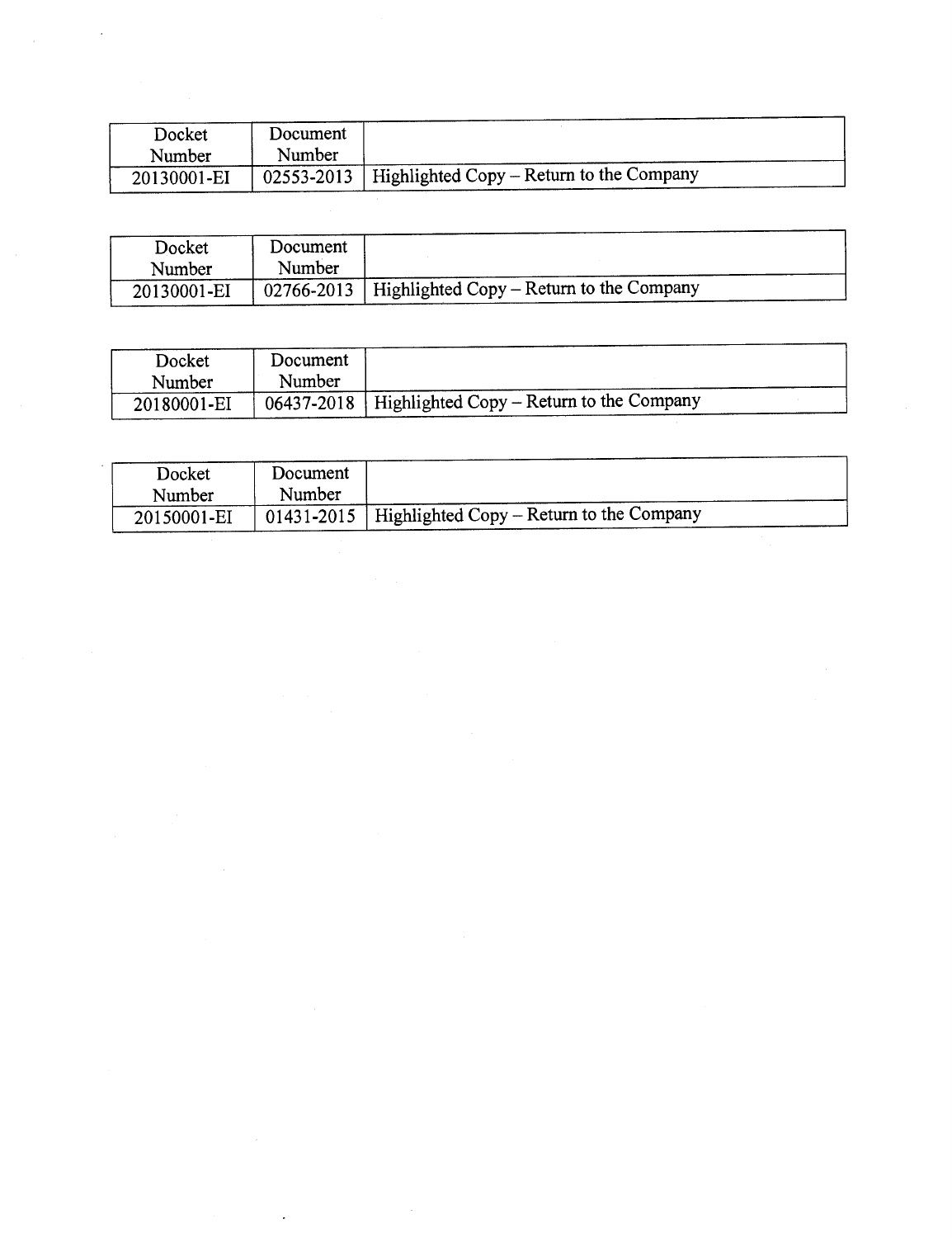| Docket Number | Document Number | |
|---|---|---|
| 20130001-EI | 02553-2013 | Highlighted Copy – Return to the Company |

| Docket Number | Document Number | |
|---|---|---|
| 20130001-EI | 02766-2013 | Highlighted Copy – Return to the Company |

| Docket Number | Document Number | |
|---|---|---|
| 20180001-EI | 06437-2018 | Highlighted Copy – Return to the Company |

| Docket Number | Document Number | |
|---|---|---|
| 20150001-EI | 01431-2015 | Highlighted Copy – Return to the Company |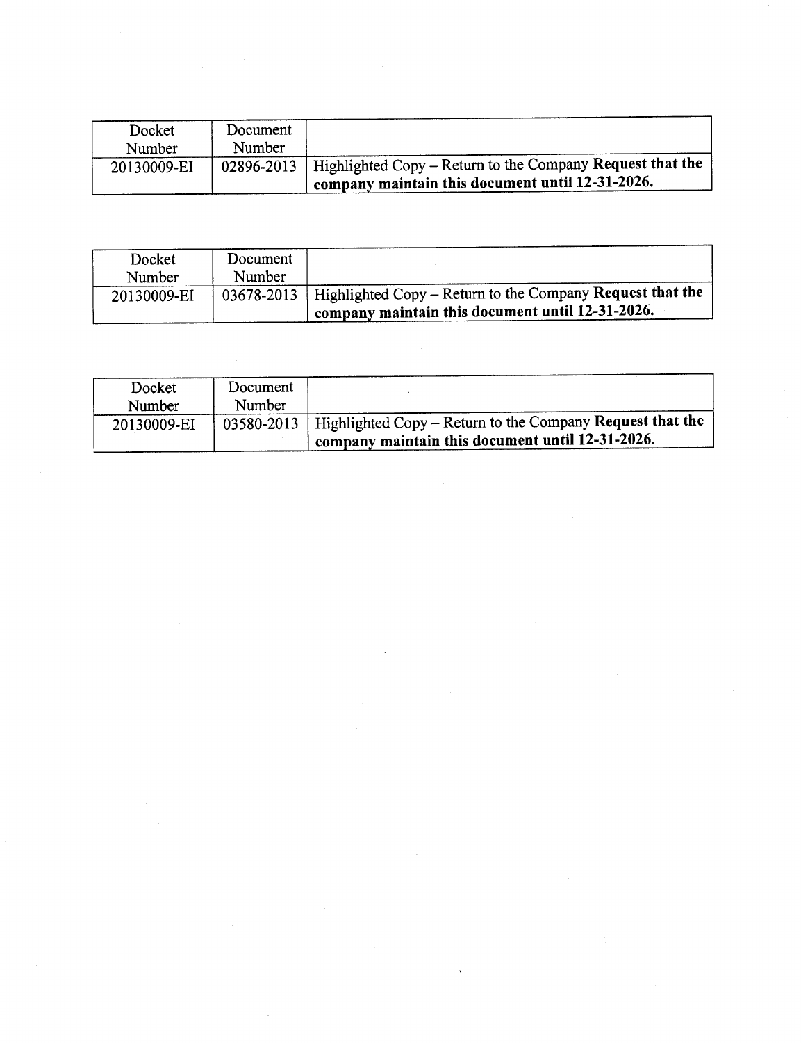| Docket Number | Document Number | |
|---|---|---|
| 20130009-EI | 02896-2013 | Highlighted Copy – Return to the Company **Request that the company maintain this document until 12-31-2026.** |

| Docket Number | Document Number | |
|---|---|---|
| 20130009-EI | 03678-2013 | Highlighted Copy – Return to the Company **Request that the company maintain this document until 12-31-2026.** |

| Docket Number | Document Number | |
|---|---|---|
| 20130009-EI | 03580-2013 | Highlighted Copy – Return to the Company **Request that the company maintain this document until 12-31-2026.** |